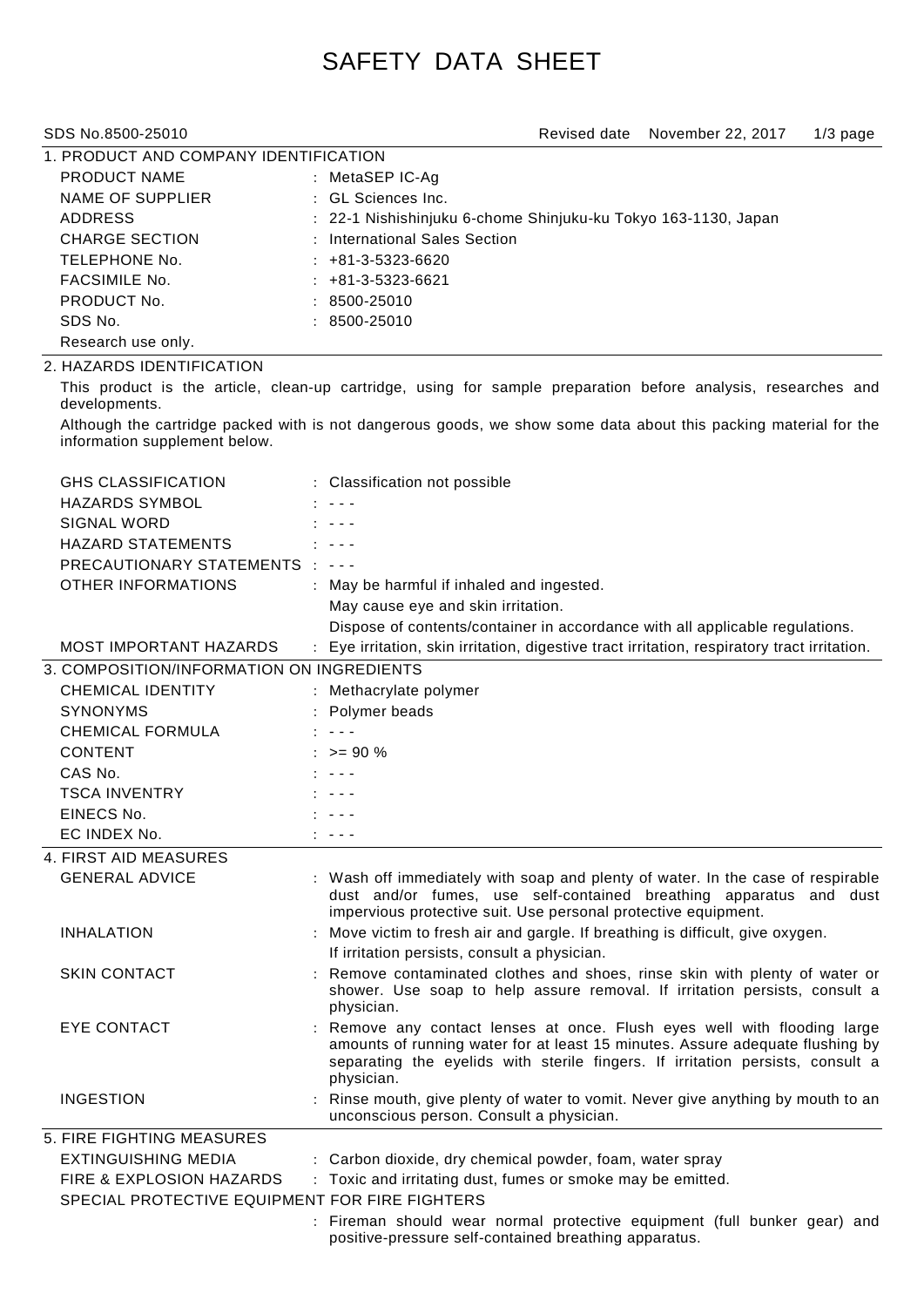# SAFETY DATA SHEET

SDS No.8500-25010 | Revised date November 22, 2017

## 1. PRODUCT AND COMPANY IDENTIFICATION

| | |
|---|---|
| PRODUCT NAME | : MetaSEP IC-Ag |
| NAME OF SUPPLIER | : GL Sciences Inc. |
| ADDRESS | : 22-1 Nishishinjuku 6-chome Shinjuku-ku Tokyo 163-1130, Japan |
| CHARGE SECTION | : International Sales Section |
| TELEPHONE No. | : +81-3-5323-6620 |
| FACSIMILE No. | : +81-3-5323-6621 |
| PRODUCT No. | : 8500-25010 |
| SDS No. | : 8500-25010 |

Research use only.

## 2. HAZARDS IDENTIFICATION

This product is the article, clean-up cartridge, using for sample preparation before analysis, researches and developments.

Although the cartridge packed with is not dangerous goods, we show some data about this packing material for the information supplement below.

| | |
|---|---|
| GHS CLASSIFICATION | : Classification not possible |
| HAZARDS SYMBOL | : - - - |
| SIGNAL WORD | : - - - |
| HAZARD STATEMENTS | : - - - |
| PRECAUTIONARY STATEMENTS | : - - - |
| OTHER INFORMATIONS | : May be harmful if inhaled and ingested.<br>May cause eye and skin irritation.<br>Dispose of contents/container in accordance with all applicable regulations. |
| MOST IMPORTANT HAZARDS | : Eye irritation, skin irritation, digestive tract irritation, respiratory tract irritation. |

## 3. COMPOSITION/INFORMATION ON INGREDIENTS

| | |
|---|---|
| CHEMICAL IDENTITY | : Methacrylate polymer |
| SYNONYMS | : Polymer beads |
| CHEMICAL FORMULA | : - - - |
| CONTENT | : >= 90 % |
| CAS No. | : - - - |
| TSCA INVENTRY | : - - - |
| EINECS No. | : - - - |
| EC INDEX No. | : - - - |

## 4. FIRST AID MEASURES

| | |
|---|---|
| GENERAL ADVICE | : Wash off immediately with soap and plenty of water. In the case of respirable dust and/or fumes, use self-contained breathing apparatus and dust impervious protective suit. Use personal protective equipment. |
| INHALATION | : Move victim to fresh air and gargle. If breathing is difficult, give oxygen.<br>If irritation persists, consult a physician. |
| SKIN CONTACT | : Remove contaminated clothes and shoes, rinse skin with plenty of water or shower. Use soap to help assure removal. If irritation persists, consult a physician. |
| EYE CONTACT | : Remove any contact lenses at once. Flush eyes well with flooding large amounts of running water for at least 15 minutes. Assure adequate flushing by separating the eyelids with sterile fingers. If irritation persists, consult a physician. |
| INGESTION | : Rinse mouth, give plenty of water to vomit. Never give anything by mouth to an unconscious person. Consult a physician. |

## 5. FIRE FIGHTING MEASURES

| | |
|---|---|
| EXTINGUISHING MEDIA | : Carbon dioxide, dry chemical powder, foam, water spray |
| FIRE & EXPLOSION HAZARDS | : Toxic and irritating dust, fumes or smoke may be emitted. |

SPECIAL PROTECTIVE EQUIPMENT FOR FIRE FIGHTERS

: Fireman should wear normal protective equipment (full bunker gear) and positive-pressure self-contained breathing apparatus.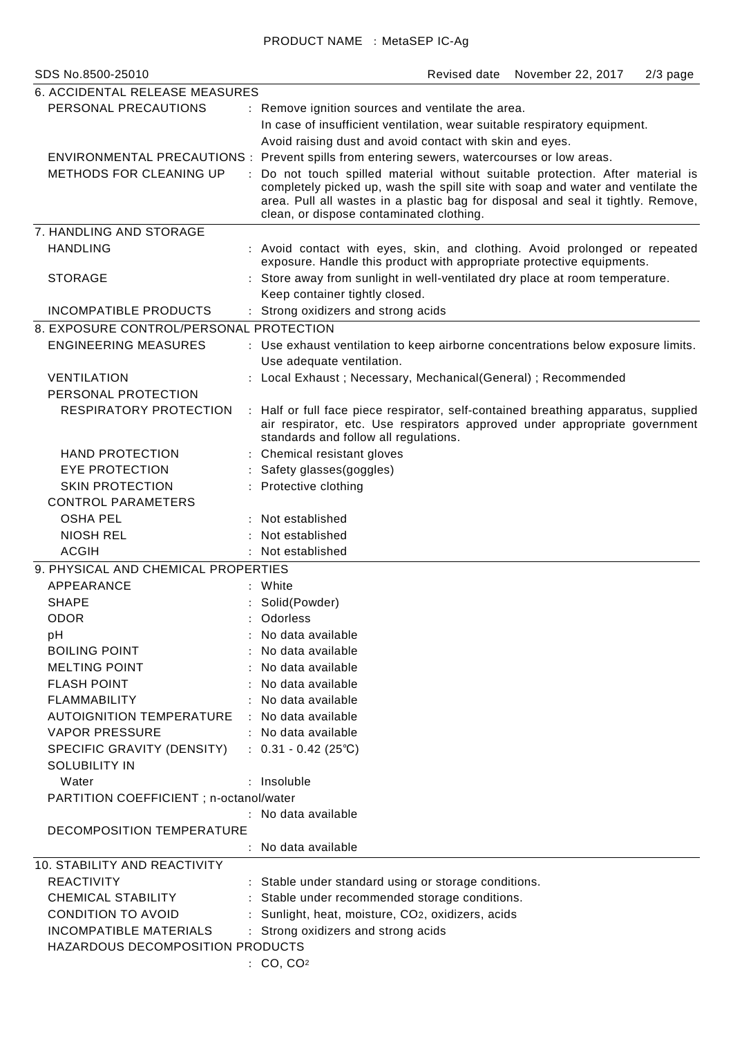## 6. ACCIDENTAL RELEASE MEASURES

| | |
|---|---|
| PERSONAL PRECAUTIONS | : Remove ignition sources and ventilate the area. In case of insufficient ventilation, wear suitable respiratory equipment. Avoid raising dust and avoid contact with skin and eyes. |
| ENVIRONMENTAL PRECAUTIONS | : Prevent spills from entering sewers, watercourses or low areas. |
| METHODS FOR CLEANING UP | : Do not touch spilled material without suitable protection. After material is completely picked up, wash the spill site with soap and water and ventilate the area. Pull all wastes in a plastic bag for disposal and seal it tightly. Remove, clean, or dispose contaminated clothing. |

## 7. HANDLING AND STORAGE

| | |
|---|---|
| HANDLING | : Avoid contact with eyes, skin, and clothing. Avoid prolonged or repeated exposure. Handle this product with appropriate protective equipments. |
| STORAGE | : Store away from sunlight in well-ventilated dry place at room temperature. Keep container tightly closed. |
| INCOMPATIBLE PRODUCTS | : Strong oxidizers and strong acids |

## 8. EXPOSURE CONTROL/PERSONAL PROTECTION

| | |
|---|---|
| ENGINEERING MEASURES | : Use exhaust ventilation to keep airborne concentrations below exposure limits. Use adequate ventilation. |
| VENTILATION | : Local Exhaust ; Necessary, Mechanical(General) ; Recommended |
| PERSONAL PROTECTION | |
| RESPIRATORY PROTECTION | : Half or full face piece respirator, self-contained breathing apparatus, supplied air respirator, etc. Use respirators approved under appropriate government standards and follow all regulations. |
| HAND PROTECTION | : Chemical resistant gloves |
| EYE PROTECTION | : Safety glasses(goggles) |
| SKIN PROTECTION | : Protective clothing |
| CONTROL PARAMETERS | |
| OSHA PEL | : Not established |
| NIOSH REL | : Not established |
| ACGIH | : Not established |

## 9. PHYSICAL AND CHEMICAL PROPERTIES

| | |
|---|---|
| APPEARANCE | : White |
| SHAPE | : Solid(Powder) |
| ODOR | : Odorless |
| pH | : No data available |
| BOILING POINT | : No data available |
| MELTING POINT | : No data available |
| FLASH POINT | : No data available |
| FLAMMABILITY | : No data available |
| AUTOIGNITION TEMPERATURE | : No data available |
| VAPOR PRESSURE | : No data available |
| SPECIFIC GRAVITY (DENSITY) | : 0.31 - 0.42 (25℃) |
| SOLUBILITY IN | |
| Water | : Insoluble |
| PARTITION COEFFICIENT ; n-octanol/water | : No data available |
| DECOMPOSITION TEMPERATURE | : No data available |

## 10. STABILITY AND REACTIVITY

| | |
|---|---|
| REACTIVITY | : Stable under standard using or storage conditions. |
| CHEMICAL STABILITY | : Stable under recommended storage conditions. |
| CONDITION TO AVOID | : Sunlight, heat, moisture, $CO_2$, oxidizers, acids |
| INCOMPATIBLE MATERIALS | : Strong oxidizers and strong acids |
| HAZARDOUS DECOMPOSITION PRODUCTS | : CO, $CO^2$ |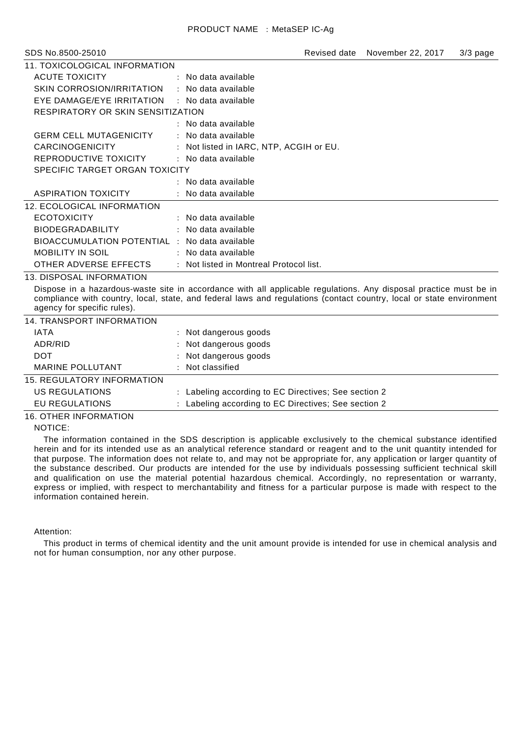## 11. TOXICOLOGICAL INFORMATION

| | |
|---|---|
| ACUTE TOXICITY | : No data available |
| SKIN CORROSION/IRRITATION | : No data available |
| EYE DAMAGE/EYE IRRITATION | : No data available |
| RESPIRATORY OR SKIN SENSITIZATION | : No data available |
| GERM CELL MUTAGENICITY | : No data available |
| CARCINOGENICITY | : Not listed in IARC, NTP, ACGIH or EU. |
| REPRODUCTIVE TOXICITY | : No data available |
| SPECIFIC TARGET ORGAN TOXICITY | : No data available |
| ASPIRATION TOXICITY | : No data available |

## 12. ECOLOGICAL INFORMATION

| | |
|---|---|
| ECOTOXICITY | : No data available |
| BIODEGRADABILITY | : No data available |
| BIOACCUMULATION POTENTIAL | : No data available |
| MOBILITY IN SOIL | : No data available |
| OTHER ADVERSE EFFECTS | : Not listed in Montreal Protocol list. |

## 13. DISPOSAL INFORMATION

Dispose in a hazardous-waste site in accordance with all applicable regulations. Any disposal practice must be in compliance with country, local, state, and federal laws and regulations (contact country, local or state environment agency for specific rules).

## 14. TRANSPORT INFORMATION

| | |
|---|---|
| IATA | : Not dangerous goods |
| ADR/RID | : Not dangerous goods |
| DOT | : Not dangerous goods |
| MARINE POLLUTANT | : Not classified |

## 15. REGULATORY INFORMATION

| | |
|---|---|
| US REGULATIONS | : Labeling according to EC Directives; See section 2 |
| EU REGULATIONS | : Labeling according to EC Directives; See section 2 |

## 16. OTHER INFORMATION

NOTICE:

The information contained in the SDS description is applicable exclusively to the chemical substance identified herein and for its intended use as an analytical reference standard or reagent and to the unit quantity intended for that purpose. The information does not relate to, and may not be appropriate for, any application or larger quantity of the substance described. Our products are intended for the use by individuals possessing sufficient technical skill and qualification on use the material potential hazardous chemical. Accordingly, no representation or warranty, express or implied, with respect to merchantability and fitness for a particular purpose is made with respect to the information contained herein.

Attention:

This product in terms of chemical identity and the unit amount provide is intended for use in chemical analysis and not for human consumption, nor any other purpose.